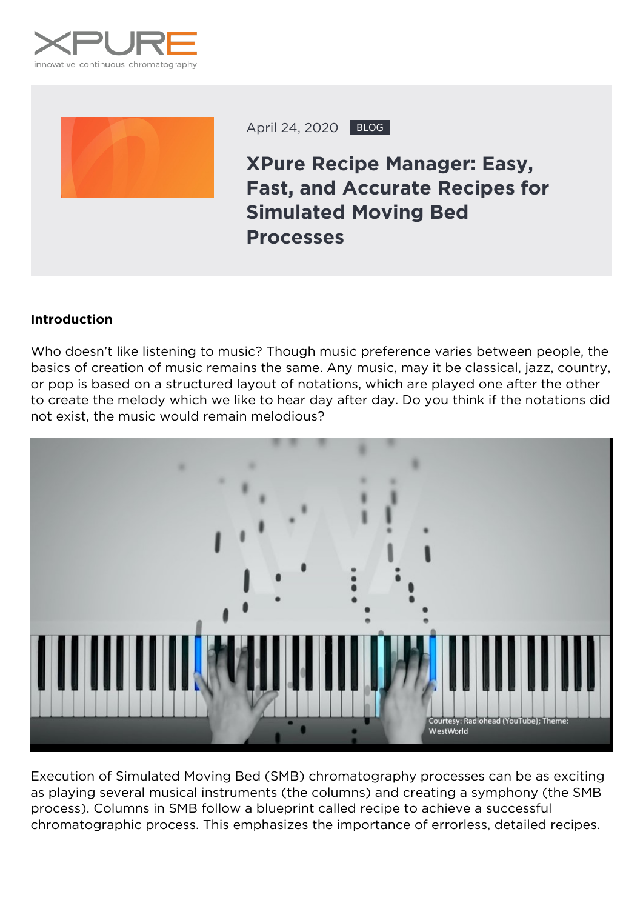April 24, 2020 BLOG

# XPure Recipe Manager: Easy, Fast, and Accurate Recipes for Simulated Moving Bed Processes

**Introduction**

Who doesn't like listening to music? Though music preference varies between people, the basics of creation of music remains the same. Any music, may it be classical, jazz, country, or pop is based on a structured layout of notations, which are played one after the other to create the melody which we like to hear day after day. Do you think if the notations did not exist, the music would remain melodious?

Courtesy: Radiohead (YouTube); Theme: WestWorld

Execution of Simulated Moving Bed (SMB) chromatography processes can be as exciting as playing several musical instruments (the columns) and creating a symphony (the SMB process). Columns in SMB follow a blueprint called recipe to achieve a successful chromatographic process. This emphasizes the importance of errorless, detailed recipes.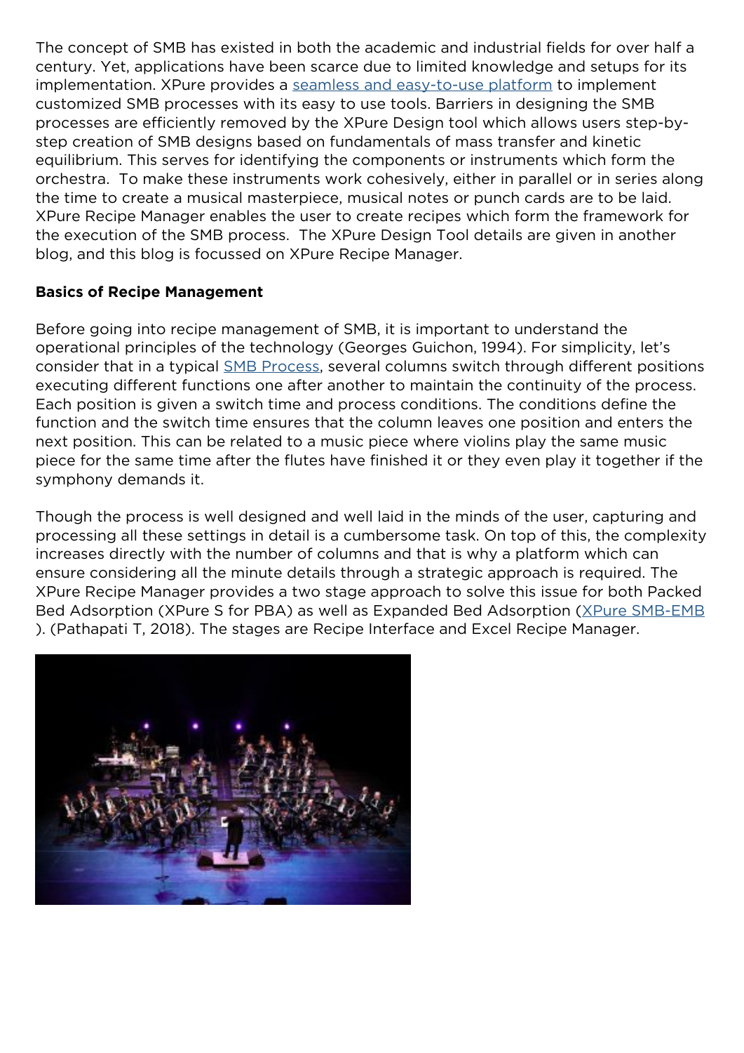The concept of SMB has existed in both the academic and industrial fields for over half a century. Yet, applications have been scarce due to limited knowledge and setups for its implementation. XPure provides a [seamless and easy-to-use platform]() to implement customized SMB processes with its easy to use tools. Barriers in designing the SMB processes are efficiently removed by the XPure Design tool which allows users step-by-step creation of SMB designs based on fundamentals of mass transfer and kinetic equilibrium. This serves for identifying the components or instruments which form the orchestra. To make these instruments work cohesively, either in parallel or in series along the time to create a musical masterpiece, musical notes or punch cards are to be laid. XPure Recipe Manager enables the user to create recipes which form the framework for the execution of the SMB process. The XPure Design Tool details are given in another blog, and this blog is focussed on XPure Recipe Manager.

**Basics of Recipe Management**

Before going into recipe management of SMB, it is important to understand the operational principles of the technology (Georges Guichon, 1994). For simplicity, let's consider that in a typical [SMB Process](), several columns switch through different positions executing different functions one after another to maintain the continuity of the process. Each position is given a switch time and process conditions. The conditions define the function and the switch time ensures that the column leaves one position and enters the next position. This can be related to a music piece where violins play the same music piece for the same time after the flutes have finished it or they even play it together if the symphony demands it.

Though the process is well designed and well laid in the minds of the user, capturing and processing all these settings in detail is a cumbersome task. On top of this, the complexity increases directly with the number of columns and that is why a platform which can ensure considering all the minute details through a strategic approach is required. The XPure Recipe Manager provides a two stage approach to solve this issue for both Packed Bed Adsorption (XPure S for PBA) as well as Expanded Bed Adsorption ([XPure SMB-EMB]()). (Pathapati T, 2018). The stages are Recipe Interface and Excel Recipe Manager.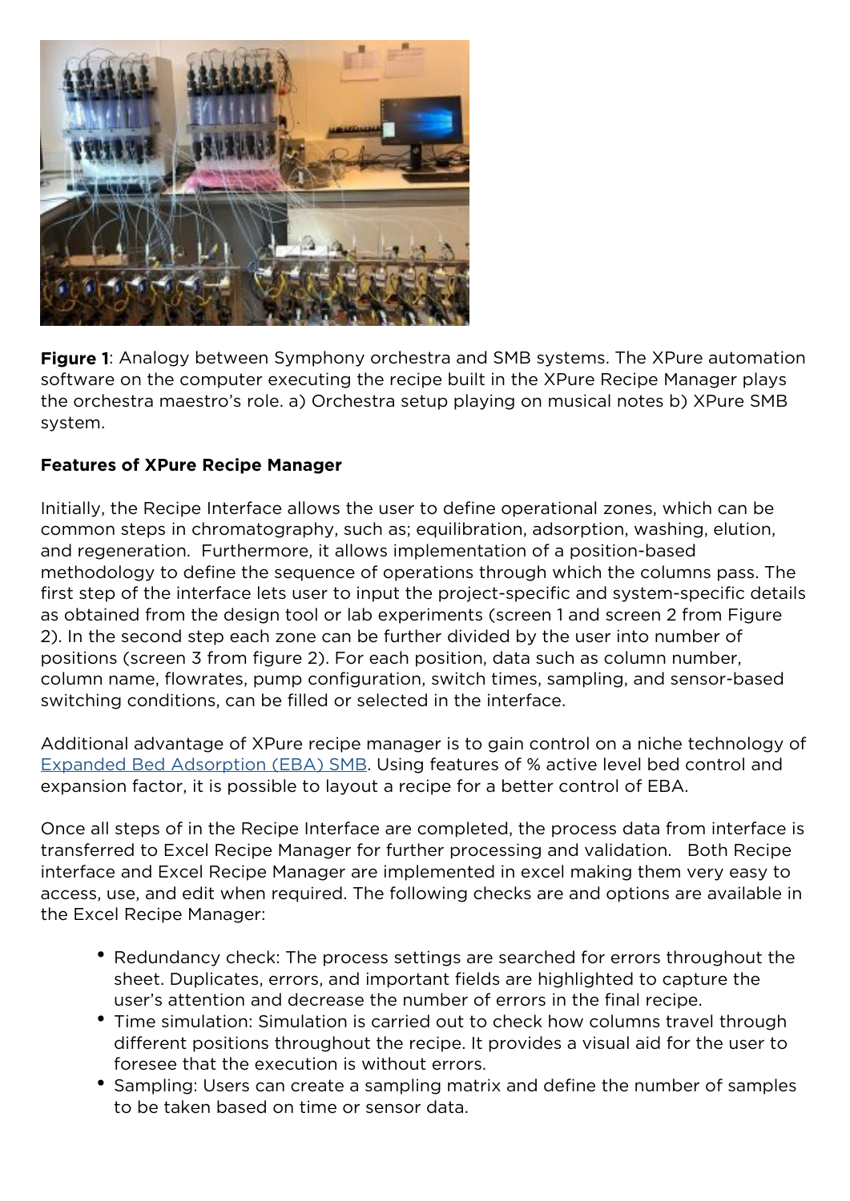**Figure 1**: Analogy between Symphony orchestra and SMB systems. The XPure automation software on the computer executing the recipe built in the XPure Recipe Manager plays the orchestra maestro's role. a) Orchestra setup playing on musical notes b) XPure SMB system.

**Features of XPure Recipe Manager**

Initially, the Recipe Interface allows the user to define operational zones, which can be common steps in chromatography, such as; equilibration, adsorption, washing, elution, and regeneration. Furthermore, it allows implementation of a position-based methodology to define the sequence of operations through which the columns pass. The first step of the interface lets user to input the project-specific and system-specific details as obtained from the design tool or lab experiments (screen 1 and screen 2 from Figure 2). In the second step each zone can be further divided by the user into number of positions (screen 3 from figure 2). For each position, data such as column number, column name, flowrates, pump configuration, switch times, sampling, and sensor-based switching conditions, can be filled or selected in the interface.

Additional advantage of XPure recipe manager is to gain control on a niche technology of Expanded Bed Adsorption (EBA) SMB. Using features of % active level bed control and expansion factor, it is possible to layout a recipe for a better control of EBA.

Once all steps of in the Recipe Interface are completed, the process data from interface is transferred to Excel Recipe Manager for further processing and validation. Both Recipe interface and Excel Recipe Manager are implemented in excel making them very easy to access, use, and edit when required. The following checks are and options are available in the Excel Recipe Manager:

- Redundancy check: The process settings are searched for errors throughout the sheet. Duplicates, errors, and important fields are highlighted to capture the user's attention and decrease the number of errors in the final recipe.
- Time simulation: Simulation is carried out to check how columns travel through different positions throughout the recipe. It provides a visual aid for the user to foresee that the execution is without errors.
- Sampling: Users can create a sampling matrix and define the number of samples to be taken based on time or sensor data.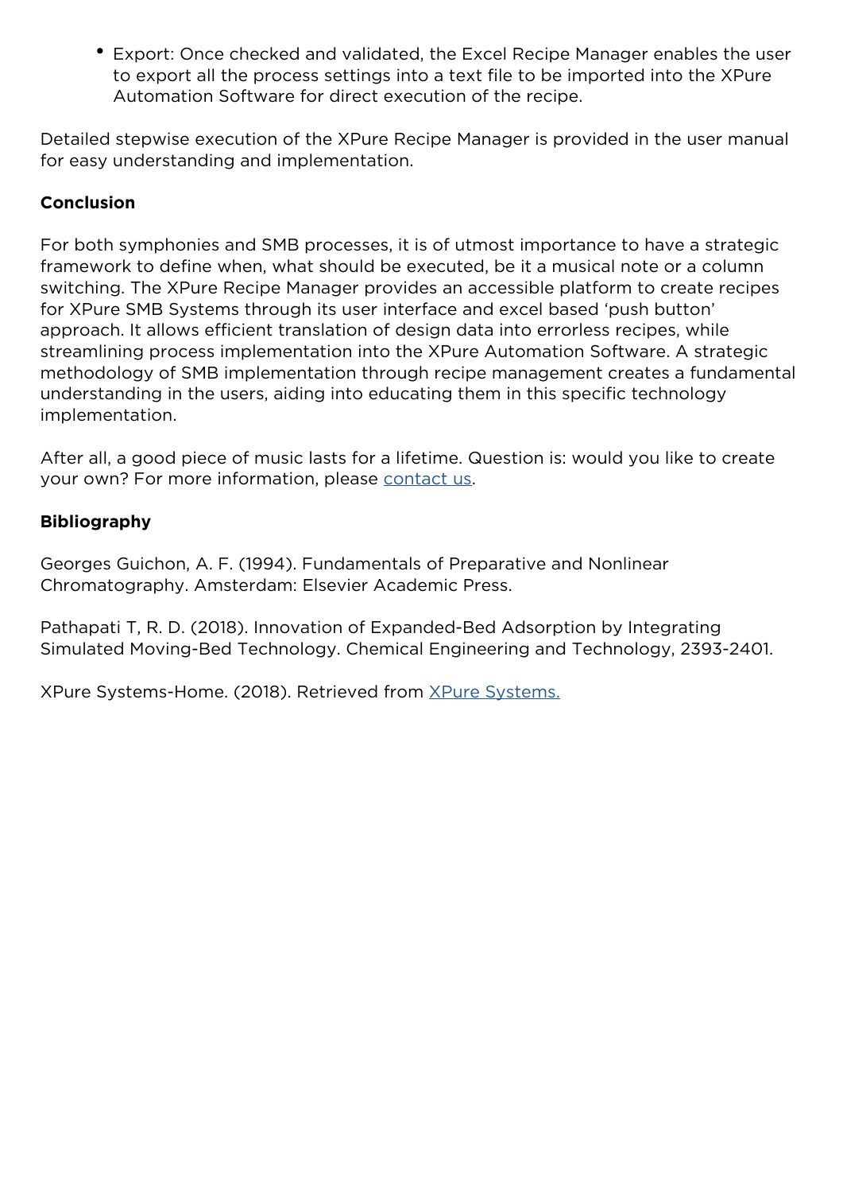- Export: Once checked and validated, the Excel Recipe Manager enables the user to export all the process settings into a text file to be imported into the XPure Automation Software for direct execution of the recipe.

Detailed stepwise execution of the XPure Recipe Manager is provided in the user manual for easy understanding and implementation.

**Conclusion**

For both symphonies and SMB processes, it is of utmost importance to have a strategic framework to define when, what should be executed, be it a musical note or a column switching. The XPure Recipe Manager provides an accessible platform to create recipes for XPure SMB Systems through its user interface and excel based 'push button' approach. It allows efficient translation of design data into errorless recipes, while streamlining process implementation into the XPure Automation Software. A strategic methodology of SMB implementation through recipe management creates a fundamental understanding in the users, aiding into educating them in this specific technology implementation.

After all, a good piece of music lasts for a lifetime. Question is: would you like to create your own? For more information, please contact us.

**Bibliography**

Georges Guichon, A. F. (1994). Fundamentals of Preparative and Nonlinear Chromatography. Amsterdam: Elsevier Academic Press.

Pathapati T, R. D. (2018). Innovation of Expanded-Bed Adsorption by Integrating Simulated Moving-Bed Technology. Chemical Engineering and Technology, 2393-2401.

XPure Systems-Home. (2018). Retrieved from XPure Systems.